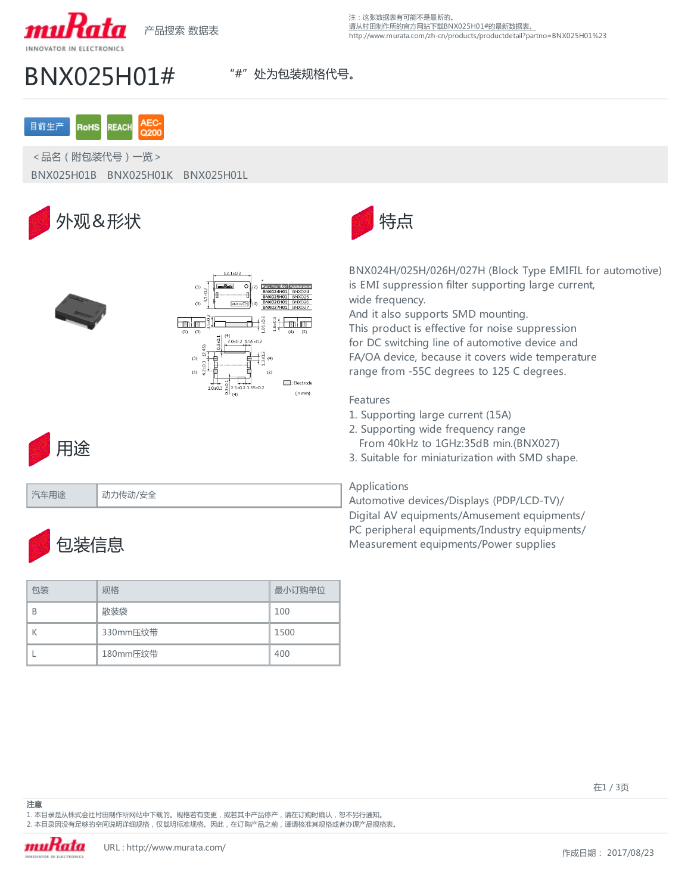注：这张数据表有可能不是最新的。
请从村田制作所的官方网站下载BNX025H01#的最新数据表。
http://www.murata.com/zh-cn/products/productdetail?partno=BNX025H01%23

产品搜索 数据表

# BNX025H01#

"#" 处为包装规格代号。

目前生产 RoHS REACH AEC-Q200

＜品名（附包装代号）一览＞

BNX025H01B BNX025H01K BNX025H01L

## 外观&形状

## 特点

BNX024H/025H/026H/027H (Block Type EMIFIL for automotive) is EMI suppression filter supporting large current, wide frequency.
And it also supports SMD mounting.
This product is effective for noise suppression for DC switching line of automotive device and FA/OA device, because it covers wide temperature range from -55C degrees to 125 C degrees.

Features
1. Supporting large current (15A)
2. Supporting wide frequency range
   From 40kHz to 1GHz:35dB min.(BNX027)
3. Suitable for miniaturization with SMD shape.

Applications
Automotive devices/Displays (PDP/LCD-TV)/
Digital AV equipments/Amusement equipments/
PC peripheral equipments/Industry equipments/
Measurement equipments/Power supplies

## 用途

| 汽车用途 | 动力传动/安全 |
| --- | --- |

## 包装信息

| 包装 | 规格 | 最小订购单位 |
| --- | --- | --- |
| B | 散装袋 | 100 |
| K | 330mm压纹带 | 1500 |
| L | 180mm压纹带 | 400 |

**注意**
1. 本目录是从株式会社村田制作所网站中下载的。规格若有变更，或若其中产品停产，请在订购时确认，恕不另行通知。
2. 本目录因没有足够的空间说明详细规格，仅载明标准规格。因此，在订购产品之前，谨请核准其规格或者办理产品规格表。

URL : http://www.murata.com/

作成日期： 2017/08/23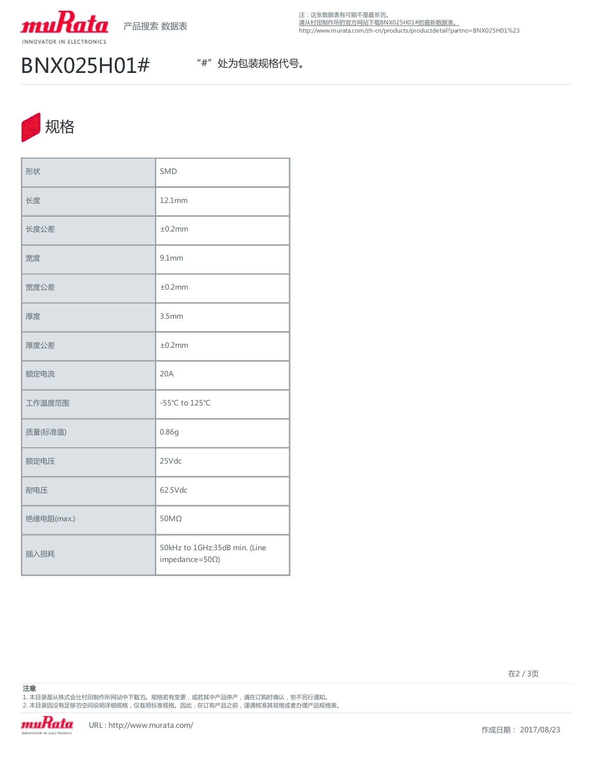注：这张数据表有可能不是最新的。
请从村田制作所的官方网站下载BNX025H01#的最新数据表。
http://www.murata.com/zh-cn/products/productdetail?partno=BNX025H01%23

# BNX025H01#

“#” 处为包装规格代号。

## 规格

| 形状 | SMD |
|---|---|
| 长度 | 12.1mm |
| 长度公差 | ±0.2mm |
| 宽度 | 9.1mm |
| 宽度公差 | ±0.2mm |
| 厚度 | 3.5mm |
| 厚度公差 | ±0.2mm |
| 额定电流 | 20A |
| 工作温度范围 | -55℃ to 125℃ |
| 质量(标准值) | 0.86g |
| 额定电压 | 25Vdc |
| 耐电压 | 62.5Vdc |
| 绝缘电阻(max.) | 50MΩ |
| 插入损耗 | 50kHz to 1GHz:35dB min. (Line impedance=50Ω) |

**注意**

1. 本目录是从株式会社村田制作所网站中下载的。规格若有变更，或若其中产品停产，请在订购时确认，恕不另行通知。
2. 本目录因没有足够的空间说明详细规格，仅载明标准规格。因此，在订购产品之前，谨请核准其规格或者办理产品规格表。

URL : http://www.murata.com/

作成日期： 2017/08/23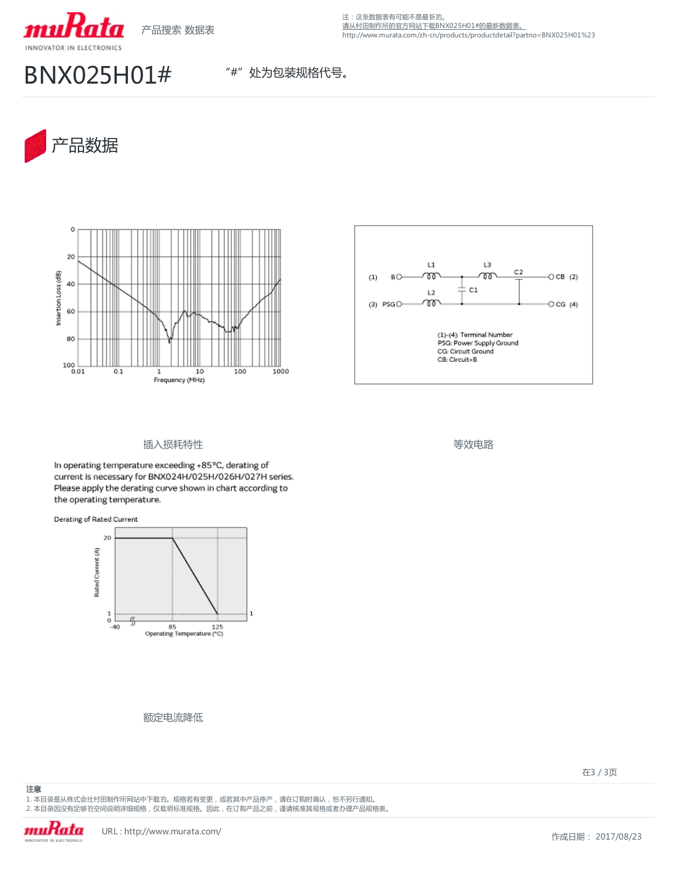注：这张数据表有可能不是最新的。
请从村田制作所的官方网站下载BNX025H01#的最新数据表。
http://www.murata.com/zh-cn/products/productdetail?partno=BNX025H01%23

# BNX025H01#

"#" 处为包装规格代号。

## 产品数据

0
20
40
60
80
100
Insertion Loss (dB)
0.01
0.1
1
10
100
1000
Frequency (MHz)

插入损耗特性

L1
L3
C2
(1) B
CB (2)
C1
L2
(3) PSG
CG (4)
(1)-(4): Terminal Number
PSG: Power Supply Ground
CG: Circuit Ground
CB: Circuit+B

等效电路

In operating temperature exceeding +85°C, derating of current is necessary for BNX024H/025H/026H/027H series. Please apply the derating curve shown in chart according to the operating temperature.

Derating of Rated Current

20
1
0
Rated Current (A)
1
-40
85
125
Operating Temperature (°C)

额定电流降低

**注意**

1. 本目录是从株式会社村田制作所网站中下载的。规格若有变更，或若其中产品停产，请在订购时确认，恕不另行通知。
2. 本目录因没有足够的空间说明详细规格，仅载明标准规格。因此，在订购产品之前，谨请核准其规格或者办理产品规格表。

URL : http://www.murata.com/

作成日期： 2017/08/23